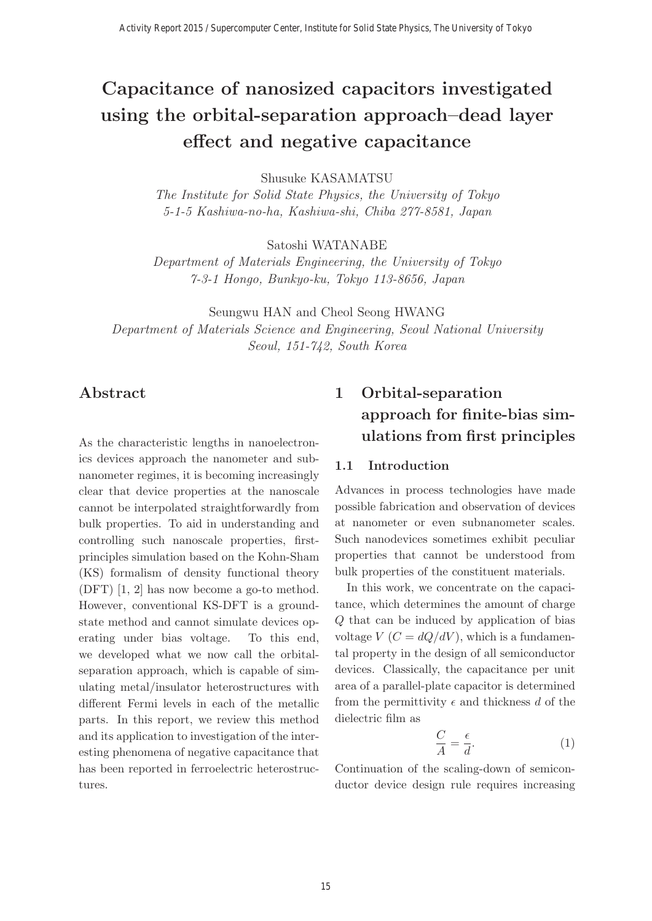# Capacitance of nanosized capacitors investigated using the orbital-separation approach–dead layer effect and negative capacitance

Shusuke KASAMATSU

*The Institute for Solid State Physics, the University of Tokyo*
*5-1-5 Kashiwa-no-ha, Kashiwa-shi, Chiba 277-8581, Japan*

Satoshi WATANABE

*Department of Materials Engineering, the University of Tokyo*
*7-3-1 Hongo, Bunkyo-ku, Tokyo 113-8656, Japan*

Seungwu HAN and Cheol Seong HWANG

*Department of Materials Science and Engineering, Seoul National University*
*Seoul, 151-742, South Korea*

## Abstract

As the characteristic lengths in nanoelectronics devices approach the nanometer and subnanometer regimes, it is becoming increasingly clear that device properties at the nanoscale cannot be interpolated straightforwardly from bulk properties. To aid in understanding and controlling such nanoscale properties, first-principles simulation based on the Kohn-Sham (KS) formalism of density functional theory (DFT) [1, 2] has now become a go-to method. However, conventional KS-DFT is a ground-state method and cannot simulate devices operating under bias voltage. To this end, we developed what we now call the orbital-separation approach, which is capable of simulating metal/insulator heterostructures with different Fermi levels in each of the metallic parts. In this report, we review this method and its application to investigation of the interesting phenomena of negative capacitance that has been reported in ferroelectric heterostructures.

## 1 Orbital-separation approach for finite-bias simulations from first principles

### 1.1 Introduction

Advances in process technologies have made possible fabrication and observation of devices at nanometer or even subnanometer scales. Such nanodevices sometimes exhibit peculiar properties that cannot be understood from bulk properties of the constituent materials.

In this work, we concentrate on the capacitance, which determines the amount of charge $Q$ that can be induced by application of bias voltage $V$ ($C = dQ/dV$), which is a fundamental property in the design of all semiconductor devices. Classically, the capacitance per unit area of a parallel-plate capacitor is determined from the permittivity $\epsilon$ and thickness $d$ of the dielectric film as

$$\frac{C}{A} = \frac{\epsilon}{d}. \tag{1}$$

Continuation of the scaling-down of semiconductor device design rule requires increasing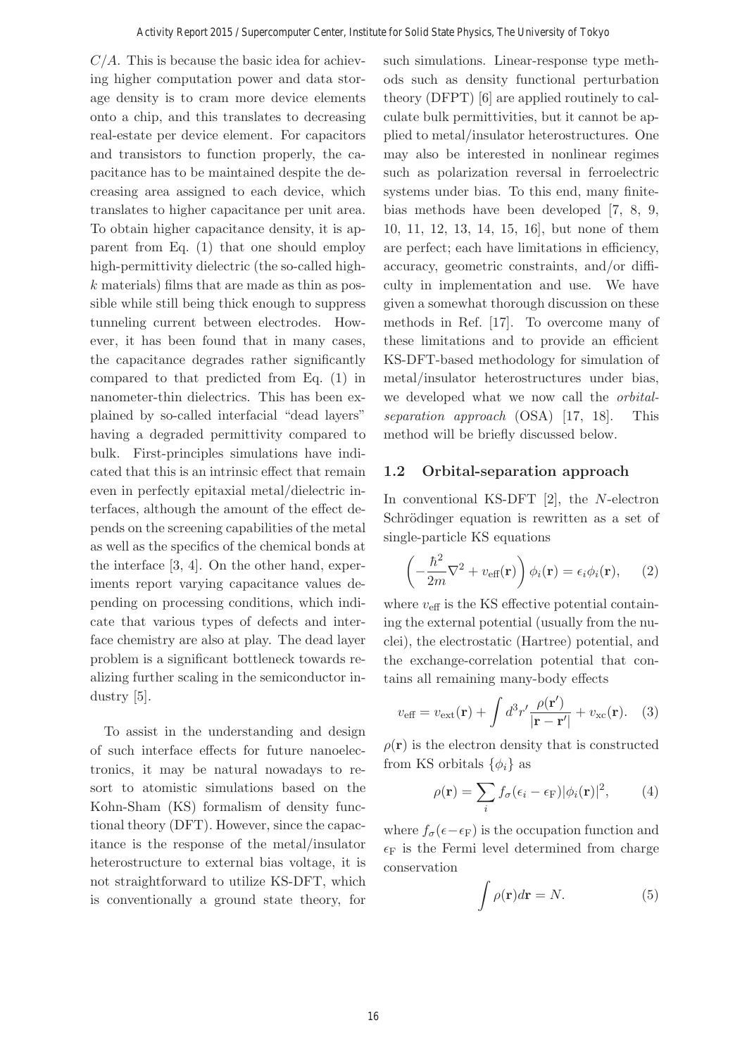$C/A$. This is because the basic idea for achieving higher computation power and data storage density is to cram more device elements onto a chip, and this translates to decreasing real-estate per device element. For capacitors and transistors to function properly, the capacitance has to be maintained despite the decreasing area assigned to each device, which translates to higher capacitance per unit area. To obtain higher capacitance density, it is apparent from Eq. (1) that one should employ high-permittivity dielectric (the so-called high-$k$ materials) films that are made as thin as possible while still being thick enough to suppress tunneling current between electrodes. However, it has been found that in many cases, the capacitance degrades rather significantly compared to that predicted from Eq. (1) in nanometer-thin dielectrics. This has been explained by so-called interfacial "dead layers" having a degraded permittivity compared to bulk. First-principles simulations have indicated that this is an intrinsic effect that remain even in perfectly epitaxial metal/dielectric interfaces, although the amount of the effect depends on the screening capabilities of the metal as well as the specifics of the chemical bonds at the interface [3, 4]. On the other hand, experiments report varying capacitance values depending on processing conditions, which indicate that various types of defects and interface chemistry are also at play. The dead layer problem is a significant bottleneck towards realizing further scaling in the semiconductor industry [5].

To assist in the understanding and design of such interface effects for future nanoelectronics, it may be natural nowadays to resort to atomistic simulations based on the Kohn-Sham (KS) formalism of density functional theory (DFT). However, since the capacitance is the response of the metal/insulator heterostructure to external bias voltage, it is not straightforward to utilize KS-DFT, which is conventionally a ground state theory, for such simulations. Linear-response type methods such as density functional perturbation theory (DFPT) [6] are applied routinely to calculate bulk permittivities, but it cannot be applied to metal/insulator heterostructures. One may also be interested in nonlinear regimes such as polarization reversal in ferroelectric systems under bias. To this end, many finite-bias methods have been developed [7, 8, 9, 10, 11, 12, 13, 14, 15, 16], but none of them are perfect; each have limitations in efficiency, accuracy, geometric constraints, and/or difficulty in implementation and use. We have given a somewhat thorough discussion on these methods in Ref. [17]. To overcome many of these limitations and to provide an efficient KS-DFT-based methodology for simulation of metal/insulator heterostructures under bias, we developed what we now call the *orbital-separation approach* (OSA) [17, 18]. This method will be briefly discussed below.

## 1.2 Orbital-separation approach

In conventional KS-DFT [2], the $N$-electron Schrödinger equation is rewritten as a set of single-particle KS equations

$$\left(-\frac{\hbar^2}{2m}\nabla^2 + v_{\mathrm{eff}}(\mathbf{r})\right)\phi_i(\mathbf{r}) = \epsilon_i\phi_i(\mathbf{r}), \qquad (2)$$

where $v_{\mathrm{eff}}$ is the KS effective potential containing the external potential (usually from the nuclei), the electrostatic (Hartree) potential, and the exchange-correlation potential that contains all remaining many-body effects

$$v_{\mathrm{eff}} = v_{\mathrm{ext}}(\mathbf{r}) + \int d^3r' \frac{\rho(\mathbf{r}')}{|\mathbf{r}-\mathbf{r}'|} + v_{\mathrm{xc}}(\mathbf{r}). \qquad (3)$$

$\rho(\mathbf{r})$ is the electron density that is constructed from KS orbitals $\{\phi_i\}$ as

$$\rho(\mathbf{r}) = \sum_i f_\sigma(\epsilon_i - \epsilon_{\mathrm{F}})|\phi_i(\mathbf{r})|^2, \qquad (4)$$

where $f_\sigma(\epsilon-\epsilon_{\mathrm{F}})$ is the occupation function and $\epsilon_{\mathrm{F}}$ is the Fermi level determined from charge conservation

$$\int \rho(\mathbf{r})d\mathbf{r} = N. \qquad (5)$$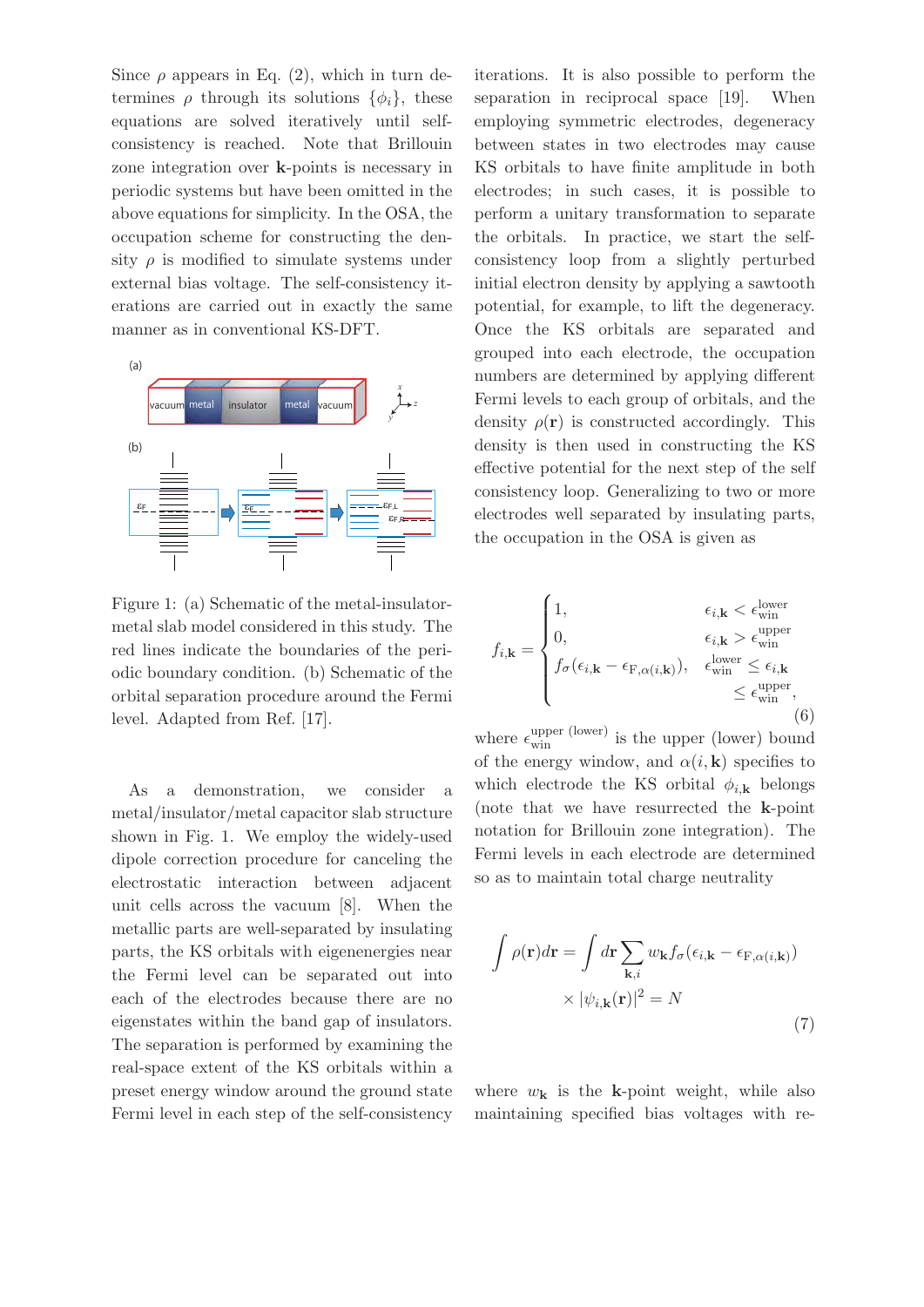Since $\rho$ appears in Eq. (2), which in turn determines $\rho$ through its solutions $\{\phi_i\}$, these equations are solved iteratively until self-consistency is reached. Note that Brillouin zone integration over $\mathbf{k}$-points is necessary in periodic systems but have been omitted in the above equations for simplicity. In the OSA, the occupation scheme for constructing the density $\rho$ is modified to simulate systems under external bias voltage. The self-consistency iterations are carried out in exactly the same manner as in conventional KS-DFT.

Figure 1: (a) Schematic of the metal-insulator-metal slab model considered in this study. The red lines indicate the boundaries of the periodic boundary condition. (b) Schematic of the orbital separation procedure around the Fermi level. Adapted from Ref. [17].

As a demonstration, we consider a metal/insulator/metal capacitor slab structure shown in Fig. 1. We employ the widely-used dipole correction procedure for canceling the electrostatic interaction between adjacent unit cells across the vacuum [8]. When the metallic parts are well-separated by insulating parts, the KS orbitals with eigenenergies near the Fermi level can be separated out into each of the electrodes because there are no eigenstates within the band gap of insulators. The separation is performed by examining the real-space extent of the KS orbitals within a preset energy window around the ground state Fermi level in each step of the self-consistency iterations. It is also possible to perform the separation in reciprocal space [19]. When employing symmetric electrodes, degeneracy between states in two electrodes may cause KS orbitals to have finite amplitude in both electrodes; in such cases, it is possible to perform a unitary transformation to separate the orbitals. In practice, we start the self-consistency loop from a slightly perturbed initial electron density by applying a sawtooth potential, for example, to lift the degeneracy. Once the KS orbitals are separated and grouped into each electrode, the occupation numbers are determined by applying different Fermi levels to each group of orbitals, and the density $\rho(\mathbf{r})$ is constructed accordingly. This density is then used in constructing the KS effective potential for the next step of the self consistency loop. Generalizing to two or more electrodes well separated by insulating parts, the occupation in the OSA is given as

$$
f_{i,\mathbf{k}} = \begin{cases} 1, & \epsilon_{i,\mathbf{k}} < \epsilon_{\text{win}}^{\text{lower}} \\ 0, & \epsilon_{i,\mathbf{k}} > \epsilon_{\text{win}}^{\text{upper}} \\ f_\sigma(\epsilon_{i,\mathbf{k}} - \epsilon_{\text{F},\alpha(i,\mathbf{k})}), & \epsilon_{\text{win}}^{\text{lower}} \le \epsilon_{i,\mathbf{k}} \le \epsilon_{\text{win}}^{\text{upper}}, \end{cases} \tag{6}
$$

where $\epsilon_{\text{win}}^{\text{upper (lower)}}$ is the upper (lower) bound of the energy window, and $\alpha(i,\mathbf{k})$ specifies to which electrode the KS orbital $\phi_{i,\mathbf{k}}$ belongs (note that we have resurrected the $\mathbf{k}$-point notation for Brillouin zone integration). The Fermi levels in each electrode are determined so as to maintain total charge neutrality

$$
\int \rho(\mathbf{r}) d\mathbf{r} = \int d\mathbf{r} \sum_{\mathbf{k},i} w_{\mathbf{k}} f_\sigma(\epsilon_{i,\mathbf{k}} - \epsilon_{\text{F},\alpha(i,\mathbf{k})}) \times |\psi_{i,\mathbf{k}}(\mathbf{r})|^2 = N \tag{7}
$$

where $w_{\mathbf{k}}$ is the $\mathbf{k}$-point weight, while also maintaining specified bias voltages with re-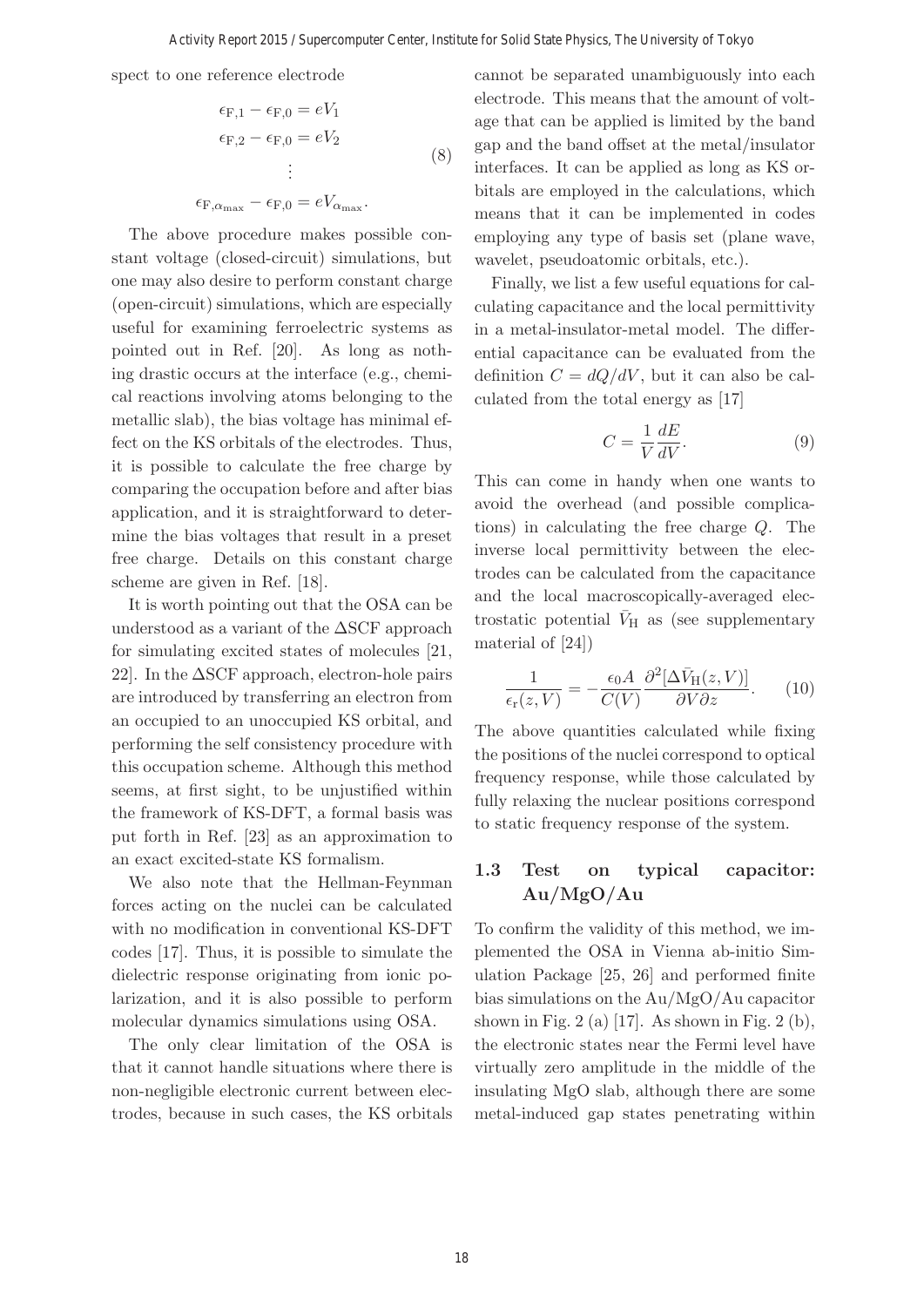spect to one reference electrode

$$
\begin{aligned}
\epsilon_{\mathrm{F},1} - \epsilon_{\mathrm{F},0} &= eV_1 \\
\epsilon_{\mathrm{F},2} - \epsilon_{\mathrm{F},0} &= eV_2 \\
&\vdots \\
\epsilon_{\mathrm{F},\alpha_{\max}} - \epsilon_{\mathrm{F},0} &= eV_{\alpha_{\max}}.
\end{aligned}
\tag{8}
$$

The above procedure makes possible constant voltage (closed-circuit) simulations, but one may also desire to perform constant charge (open-circuit) simulations, which are especially useful for examining ferroelectric systems as pointed out in Ref. [20]. As long as nothing drastic occurs at the interface (e.g., chemical reactions involving atoms belonging to the metallic slab), the bias voltage has minimal effect on the KS orbitals of the electrodes. Thus, it is possible to calculate the free charge by comparing the occupation before and after bias application, and it is straightforward to determine the bias voltages that result in a preset free charge. Details on this constant charge scheme are given in Ref. [18].

It is worth pointing out that the OSA can be understood as a variant of the ΔSCF approach for simulating excited states of molecules [21, 22]. In the ΔSCF approach, electron-hole pairs are introduced by transferring an electron from an occupied to an unoccupied KS orbital, and performing the self consistency procedure with this occupation scheme. Although this method seems, at first sight, to be unjustified within the framework of KS-DFT, a formal basis was put forth in Ref. [23] as an approximation to an exact excited-state KS formalism.

We also note that the Hellman-Feynman forces acting on the nuclei can be calculated with no modification in conventional KS-DFT codes [17]. Thus, it is possible to simulate the dielectric response originating from ionic polarization, and it is also possible to perform molecular dynamics simulations using OSA.

The only clear limitation of the OSA is that it cannot handle situations where there is non-negligible electronic current between electrodes, because in such cases, the KS orbitals cannot be separated unambiguously into each electrode. This means that the amount of voltage that can be applied is limited by the band gap and the band offset at the metal/insulator interfaces. It can be applied as long as KS orbitals are employed in the calculations, which means that it can be implemented in codes employing any type of basis set (plane wave, wavelet, pseudoatomic orbitals, etc.).

Finally, we list a few useful equations for calculating capacitance and the local permittivity in a metal-insulator-metal model. The differential capacitance can be evaluated from the definition $C = dQ/dV$, but it can also be calculated from the total energy as [17]

$$
C = \frac{1}{V}\frac{dE}{dV}. \tag{9}
$$

This can come in handy when one wants to avoid the overhead (and possible complications) in calculating the free charge $Q$. The inverse local permittivity between the electrodes can be calculated from the capacitance and the local macroscopically-averaged electrostatic potential $\bar{V}_{\mathrm{H}}$ as (see supplementary material of [24])

$$
\frac{1}{\epsilon_{\mathrm{r}}(z,V)} = -\frac{\epsilon_0 A}{C(V)}\frac{\partial^2[\Delta\bar{V}_{\mathrm{H}}(z,V)]}{\partial V \partial z}. \tag{10}
$$

The above quantities calculated while fixing the positions of the nuclei correspond to optical frequency response, while those calculated by fully relaxing the nuclear positions correspond to static frequency response of the system.

### 1.3 Test on typical capacitor: Au/MgO/Au

To confirm the validity of this method, we implemented the OSA in Vienna ab-initio Simulation Package [25, 26] and performed finite bias simulations on the Au/MgO/Au capacitor shown in Fig. 2 (a) [17]. As shown in Fig. 2 (b), the electronic states near the Fermi level have virtually zero amplitude in the middle of the insulating MgO slab, although there are some metal-induced gap states penetrating within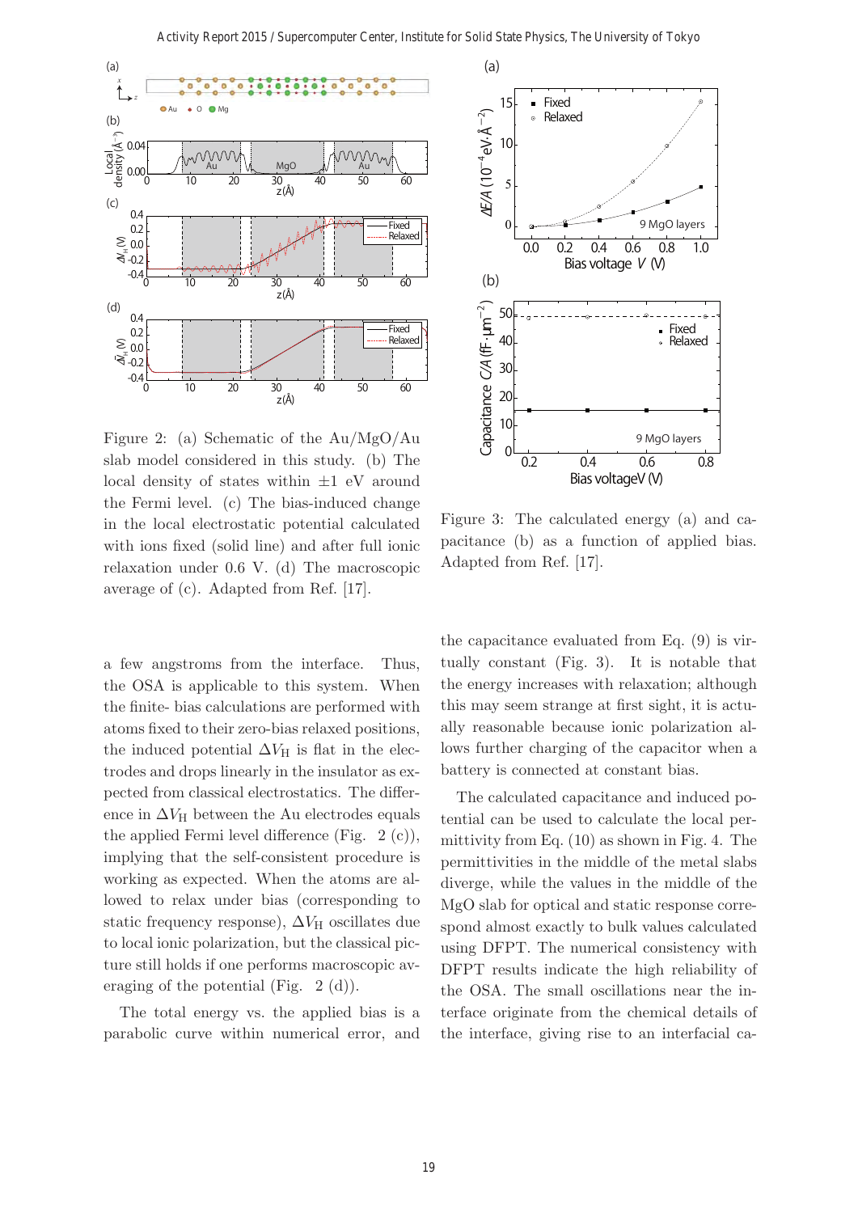Figure 2: (a) Schematic of the Au/MgO/Au slab model considered in this study. (b) The local density of states within ±1 eV around the Fermi level. (c) The bias-induced change in the local electrostatic potential calculated with ions fixed (solid line) and after full ionic relaxation under 0.6 V. (d) The macroscopic average of (c). Adapted from Ref. [17].

Figure 3: The calculated energy (a) and capacitance (b) as a function of applied bias. Adapted from Ref. [17].

a few angstroms from the interface. Thus, the OSA is applicable to this system. When the finite- bias calculations are performed with atoms fixed to their zero-bias relaxed positions, the induced potential $\Delta V_{\mathrm{H}}$ is flat in the electrodes and drops linearly in the insulator as expected from classical electrostatics. The difference in $\Delta V_{\mathrm{H}}$ between the Au electrodes equals the applied Fermi level difference (Fig. 2 (c)), implying that the self-consistent procedure is working as expected. When the atoms are allowed to relax under bias (corresponding to static frequency response), $\Delta V_{\mathrm{H}}$ oscillates due to local ionic polarization, but the classical picture still holds if one performs macroscopic averaging of the potential (Fig. 2 (d)).

The total energy vs. the applied bias is a parabolic curve within numerical error, and the capacitance evaluated from Eq. (9) is virtually constant (Fig. 3). It is notable that the energy increases with relaxation; although this may seem strange at first sight, it is actually reasonable because ionic polarization allows further charging of the capacitor when a battery is connected at constant bias.

The calculated capacitance and induced potential can be used to calculate the local permittivity from Eq. (10) as shown in Fig. 4. The permittivities in the middle of the metal slabs diverge, while the values in the middle of the MgO slab for optical and static response correspond almost exactly to bulk values calculated using DFPT. The numerical consistency with DFPT results indicate the high reliability of the OSA. The small oscillations near the interface originate from the chemical details of the interface, giving rise to an interfacial ca-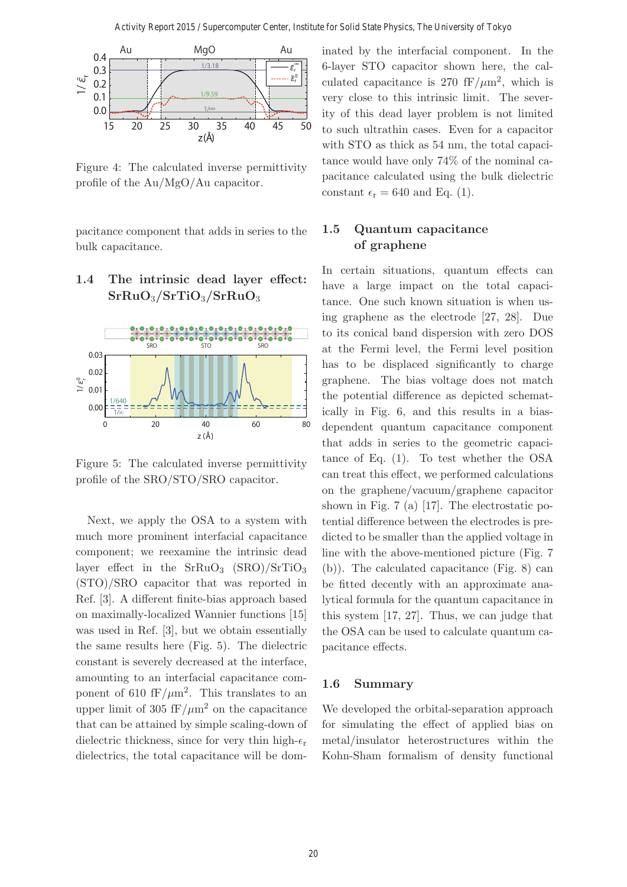Figure 4: The calculated inverse permittivity profile of the Au/MgO/Au capacitor.

pacitance component that adds in series to the bulk capacitance.

### 1.4 The intrinsic dead layer effect: $SrRuO_3/SrTiO_3/SrRuO_3$

Figure 5: The calculated inverse permittivity profile of the SRO/STO/SRO capacitor.

Next, we apply the OSA to a system with much more prominent interfacial capacitance component; we reexamine the intrinsic dead layer effect in the $SrRuO_3$ (SRO)/$SrTiO_3$ (STO)/SRO capacitor that was reported in Ref. [3]. A different finite-bias approach based on maximally-localized Wannier functions [15] was used in Ref. [3], but we obtain essentially the same results here (Fig. 5). The dielectric constant is severely decreased at the interface, amounting to an interfacial capacitance component of 610 fF/$\mu$m$^2$. This translates to an upper limit of 305 fF/$\mu$m$^2$ on the capacitance that can be attained by simple scaling-down of dielectric thickness, since for very thin high-$\epsilon_r$ dielectrics, the total capacitance will be dominated by the interfacial component. In the 6-layer STO capacitor shown here, the calculated capacitance is 270 fF/$\mu$m$^2$, which is very close to this intrinsic limit. The severity of this dead layer problem is not limited to such ultrathin cases. Even for a capacitor with STO as thick as 54 nm, the total capacitance would have only 74% of the nominal capacitance calculated using the bulk dielectric constant $\epsilon_r = 640$ and Eq. (1).

### 1.5 Quantum capacitance of graphene

In certain situations, quantum effects can have a large impact on the total capacitance. One such known situation is when using graphene as the electrode [27, 28]. Due to its conical band dispersion with zero DOS at the Fermi level, the Fermi level position has to be displaced significantly to charge graphene. The bias voltage does not match the potential difference as depicted schematically in Fig. 6, and this results in a bias-dependent quantum capacitance component that adds in series to the geometric capacitance of Eq. (1). To test whether the OSA can treat this effect, we performed calculations on the graphene/vacuum/graphene capacitor shown in Fig. 7 (a) [17]. The electrostatic potential difference between the electrodes is predicted to be smaller than the applied voltage in line with the above-mentioned picture (Fig. 7 (b)). The calculated capacitance (Fig. 8) can be fitted decently with an approximate analytical formula for the quantum capacitance in this system [17, 27]. Thus, we can judge that the OSA can be used to calculate quantum capacitance effects.

### 1.6 Summary

We developed the orbital-separation approach for simulating the effect of applied bias on metal/insulator heterostructures within the Kohn-Sham formalism of density functional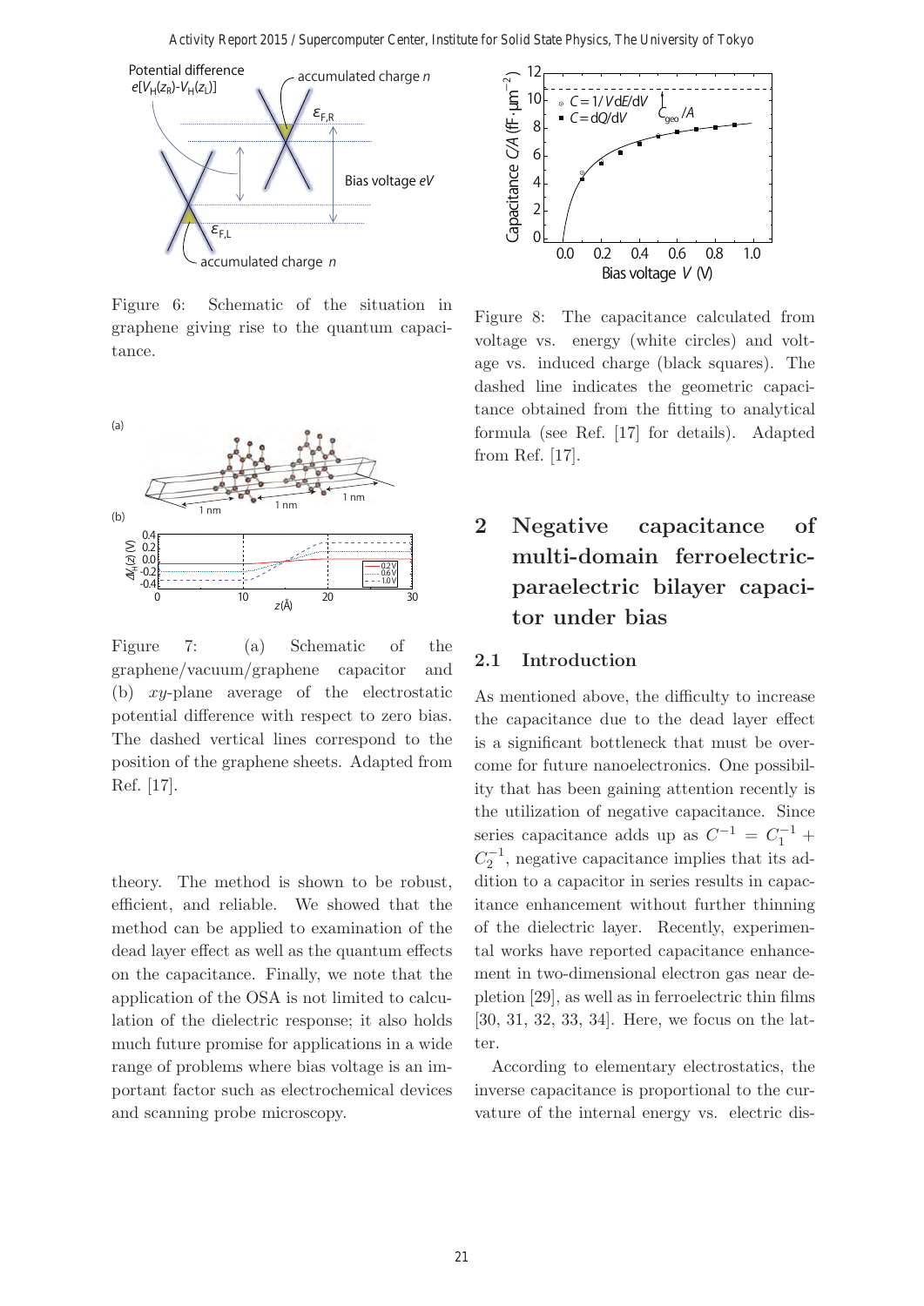Figure 6: Schematic of the situation in graphene giving rise to the quantum capacitance.

Figure 7: (a) Schematic of the graphene/vacuum/graphene capacitor and (b) $xy$-plane average of the electrostatic potential difference with respect to zero bias. The dashed vertical lines correspond to the position of the graphene sheets. Adapted from Ref. [17].

theory. The method is shown to be robust, efficient, and reliable. We showed that the method can be applied to examination of the dead layer effect as well as the quantum effects on the capacitance. Finally, we note that the application of the OSA is not limited to calculation of the dielectric response; it also holds much future promise for applications in a wide range of problems where bias voltage is an important factor such as electrochemical devices and scanning probe microscopy.

Figure 8: The capacitance calculated from voltage vs. energy (white circles) and voltage vs. induced charge (black squares). The dashed line indicates the geometric capacitance obtained from the fitting to analytical formula (see Ref. [17] for details). Adapted from Ref. [17].

# 2 Negative capacitance of multi-domain ferroelectric-paraelectric bilayer capacitor under bias

## 2.1 Introduction

As mentioned above, the difficulty to increase the capacitance due to the dead layer effect is a significant bottleneck that must be overcome for future nanoelectronics. One possibility that has been gaining attention recently is the utilization of negative capacitance. Since series capacitance adds up as $C^{-1} = C_1^{-1} + C_2^{-1}$, negative capacitance implies that its addition to a capacitor in series results in capacitance enhancement without further thinning of the dielectric layer. Recently, experimental works have reported capacitance enhancement in two-dimensional electron gas near depletion [29], as well as in ferroelectric thin films [30, 31, 32, 33, 34]. Here, we focus on the latter.

According to elementary electrostatics, the inverse capacitance is proportional to the curvature of the internal energy vs. electric dis-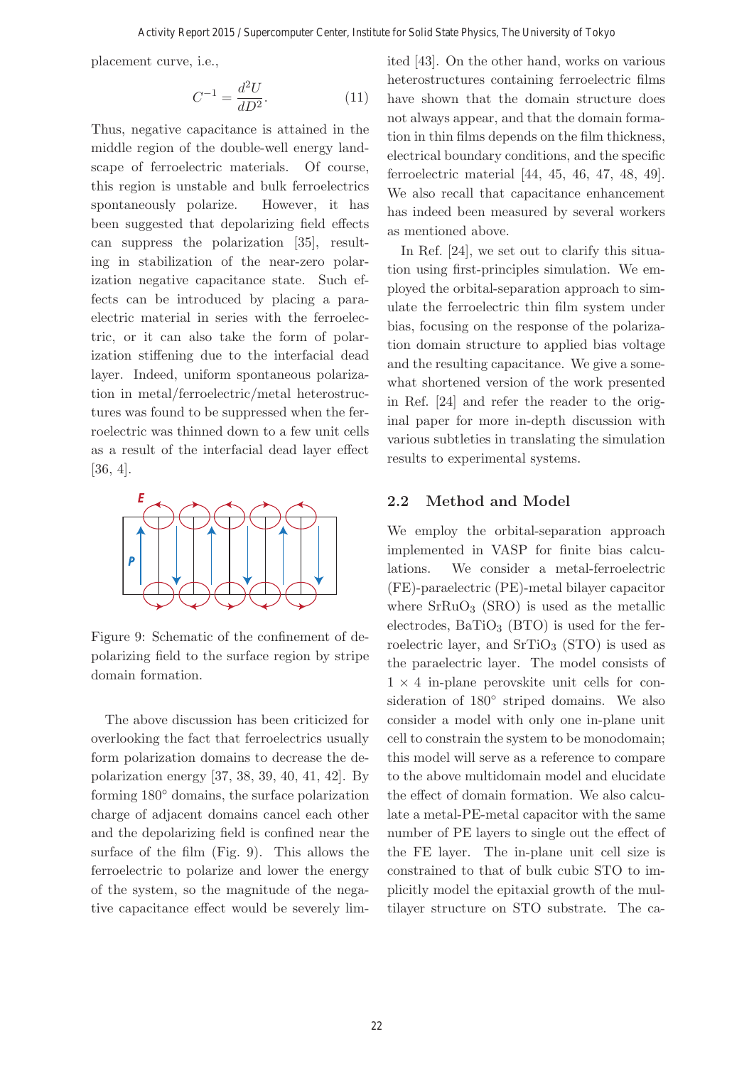placement curve, i.e.,

$$C^{-1} = \frac{d^2U}{dD^2}. \tag{11}$$

Thus, negative capacitance is attained in the middle region of the double-well energy landscape of ferroelectric materials. Of course, this region is unstable and bulk ferroelectrics spontaneously polarize. However, it has been suggested that depolarizing field effects can suppress the polarization [35], resulting in stabilization of the near-zero polarization negative capacitance state. Such effects can be introduced by placing a paraelectric material in series with the ferroelectric, or it can also take the form of polarization stiffening due to the interfacial dead layer. Indeed, uniform spontaneous polarization in metal/ferroelectric/metal heterostructures was found to be suppressed when the ferroelectric was thinned down to a few unit cells as a result of the interfacial dead layer effect [36, 4].

Figure 9: Schematic of the confinement of depolarizing field to the surface region by stripe domain formation.

The above discussion has been criticized for overlooking the fact that ferroelectrics usually form polarization domains to decrease the depolarization energy [37, 38, 39, 40, 41, 42]. By forming 180° domains, the surface polarization charge of adjacent domains cancel each other and the depolarizing field is confined near the surface of the film (Fig. 9). This allows the ferroelectric to polarize and lower the energy of the system, so the magnitude of the negative capacitance effect would be severely limited [43]. On the other hand, works on various heterostructures containing ferroelectric films have shown that the domain structure does not always appear, and that the domain formation in thin films depends on the film thickness, electrical boundary conditions, and the specific ferroelectric material [44, 45, 46, 47, 48, 49]. We also recall that capacitance enhancement has indeed been measured by several workers as mentioned above.

In Ref. [24], we set out to clarify this situation using first-principles simulation. We employed the orbital-separation approach to simulate the ferroelectric thin film system under bias, focusing on the response of the polarization domain structure to applied bias voltage and the resulting capacitance. We give a somewhat shortened version of the work presented in Ref. [24] and refer the reader to the original paper for more in-depth discussion with various subtleties in translating the simulation results to experimental systems.

## 2.2 Method and Model

We employ the orbital-separation approach implemented in VASP for finite bias calculations. We consider a metal-ferroelectric (FE)-paraelectric (PE)-metal bilayer capacitor where $SrRuO_3$ (SRO) is used as the metallic electrodes, $BaTiO_3$ (BTO) is used for the ferroelectric layer, and $SrTiO_3$ (STO) is used as the paraelectric layer. The model consists of $1 \times 4$ in-plane perovskite unit cells for consideration of 180° striped domains. We also consider a model with only one in-plane unit cell to constrain the system to be monodomain; this model will serve as a reference to compare to the above multidomain model and elucidate the effect of domain formation. We also calculate a metal-PE-metal capacitor with the same number of PE layers to single out the effect of the FE layer. The in-plane unit cell size is constrained to that of bulk cubic STO to implicitly model the epitaxial growth of the multilayer structure on STO substrate. The ca-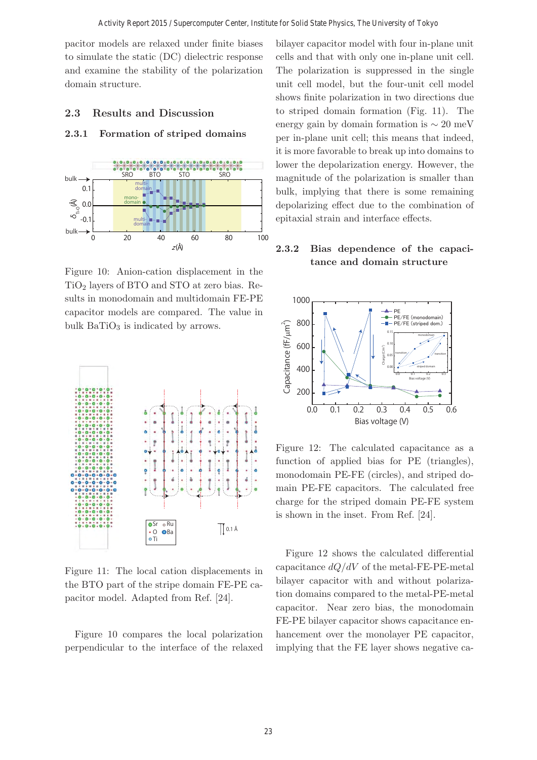pacitor models are relaxed under finite biases to simulate the static (DC) dielectric response and examine the stability of the polarization domain structure.

## 2.3 Results and Discussion

### 2.3.1 Formation of striped domains

Figure 10: Anion-cation displacement in the $TiO_2$ layers of BTO and STO at zero bias. Results in monodomain and multidomain FE-PE capacitor models are compared. The value in bulk $BaTiO_3$ is indicated by arrows.

Figure 11: The local cation displacements in the BTO part of the stripe domain FE-PE capacitor model. Adapted from Ref. [24].

Figure 10 compares the local polarization perpendicular to the interface of the relaxed bilayer capacitor model with four in-plane unit cells and that with only one in-plane unit cell. The polarization is suppressed in the single unit cell model, but the four-unit cell model shows finite polarization in two directions due to striped domain formation (Fig. 11). The energy gain by domain formation is $\sim 20$ meV per in-plane unit cell; this means that indeed, it is more favorable to break up into domains to lower the depolarization energy. However, the magnitude of the polarization is smaller than bulk, implying that there is some remaining depolarizing effect due to the combination of epitaxial strain and interface effects.

### 2.3.2 Bias dependence of the capacitance and domain structure

Figure 12: The calculated capacitance as a function of applied bias for PE (triangles), monodomain PE-FE (circles), and striped domain PE-FE capacitors. The calculated free charge for the striped domain PE-FE system is shown in the inset. From Ref. [24].

Figure 12 shows the calculated differential capacitance $dQ/dV$ of the metal-FE-PE-metal bilayer capacitor with and without polarization domains compared to the metal-PE-metal capacitor. Near zero bias, the monodomain FE-PE bilayer capacitor shows capacitance enhancement over the monolayer PE capacitor, implying that the FE layer shows negative ca-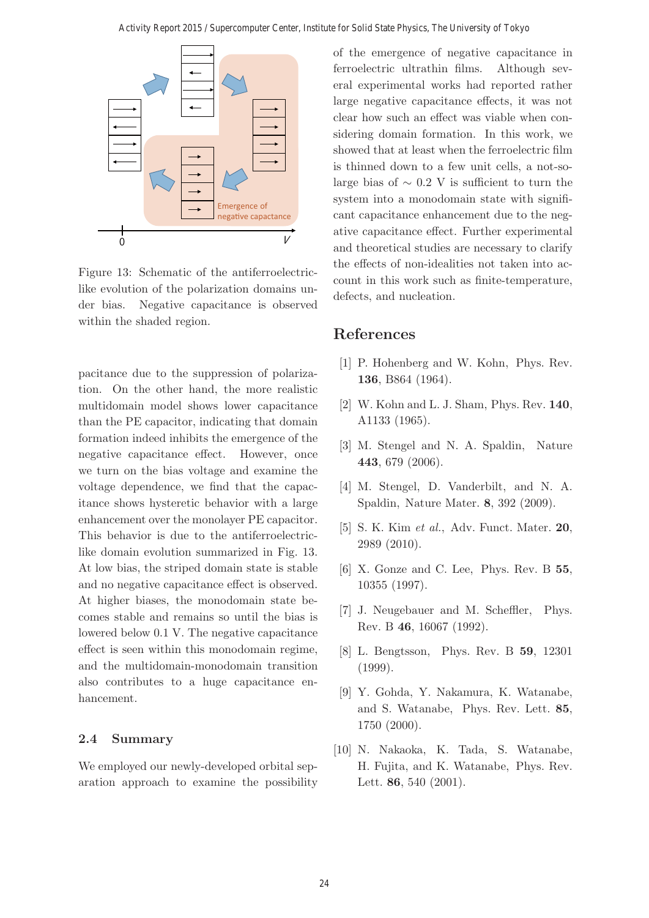Figure 13: Schematic of the antiferroelectric-like evolution of the polarization domains under bias. Negative capacitance is observed within the shaded region.

pacitance due to the suppression of polarization. On the other hand, the more realistic multidomain model shows lower capacitance than the PE capacitor, indicating that domain formation indeed inhibits the emergence of the negative capacitance effect. However, once we turn on the bias voltage and examine the voltage dependence, we find that the capacitance shows hysteretic behavior with a large enhancement over the monolayer PE capacitor. This behavior is due to the antiferroelectric-like domain evolution summarized in Fig. 13. At low bias, the striped domain state is stable and no negative capacitance effect is observed. At higher biases, the monodomain state becomes stable and remains so until the bias is lowered below 0.1 V. The negative capacitance effect is seen within this monodomain regime, and the multidomain-monodomain transition also contributes to a huge capacitance enhancement.

### 2.4 Summary

We employed our newly-developed orbital separation approach to examine the possibility of the emergence of negative capacitance in ferroelectric ultrathin films. Although several experimental works had reported rather large negative capacitance effects, it was not clear how such an effect was viable when considering domain formation. In this work, we showed that at least when the ferroelectric film is thinned down to a few unit cells, a not-so-large bias of $\sim 0.2$ V is sufficient to turn the system into a monodomain state with significant capacitance enhancement due to the negative capacitance effect. Further experimental and theoretical studies are necessary to clarify the effects of non-idealities not taken into account in this work such as finite-temperature, defects, and nucleation.

## References

[1] P. Hohenberg and W. Kohn, Phys. Rev. **136**, B864 (1964).

[2] W. Kohn and L. J. Sham, Phys. Rev. **140**, A1133 (1965).

[3] M. Stengel and N. A. Spaldin, Nature **443**, 679 (2006).

[4] M. Stengel, D. Vanderbilt, and N. A. Spaldin, Nature Mater. **8**, 392 (2009).

[5] S. K. Kim *et al.*, Adv. Funct. Mater. **20**, 2989 (2010).

[6] X. Gonze and C. Lee, Phys. Rev. B **55**, 10355 (1997).

[7] J. Neugebauer and M. Scheffler, Phys. Rev. B **46**, 16067 (1992).

[8] L. Bengtsson, Phys. Rev. B **59**, 12301 (1999).

[9] Y. Gohda, Y. Nakamura, K. Watanabe, and S. Watanabe, Phys. Rev. Lett. **85**, 1750 (2000).

[10] N. Nakaoka, K. Tada, S. Watanabe, H. Fujita, and K. Watanabe, Phys. Rev. Lett. **86**, 540 (2001).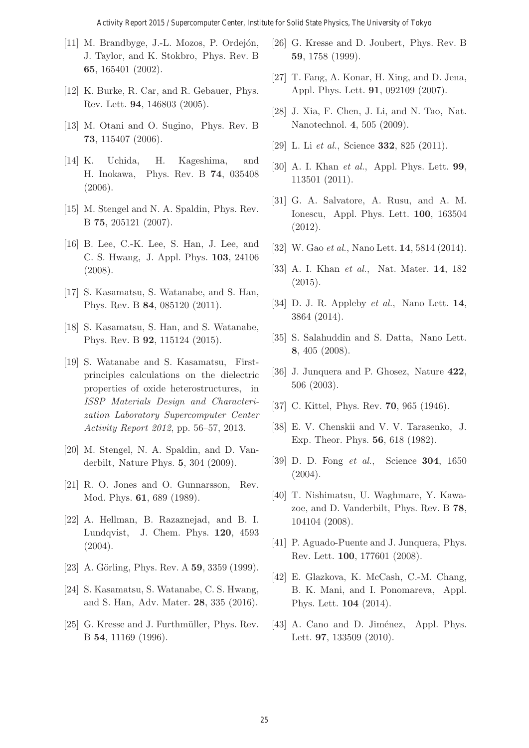[11] M. Brandbyge, J.-L. Mozos, P. Ordejón, J. Taylor, and K. Stokbro, Phys. Rev. B **65**, 165401 (2002).

[12] K. Burke, R. Car, and R. Gebauer, Phys. Rev. Lett. **94**, 146803 (2005).

[13] M. Otani and O. Sugino, Phys. Rev. B **73**, 115407 (2006).

[14] K. Uchida, H. Kageshima, and H. Inokawa, Phys. Rev. B **74**, 035408 (2006).

[15] M. Stengel and N. A. Spaldin, Phys. Rev. B **75**, 205121 (2007).

[16] B. Lee, C.-K. Lee, S. Han, J. Lee, and C. S. Hwang, J. Appl. Phys. **103**, 24106 (2008).

[17] S. Kasamatsu, S. Watanabe, and S. Han, Phys. Rev. B **84**, 085120 (2011).

[18] S. Kasamatsu, S. Han, and S. Watanabe, Phys. Rev. B **92**, 115124 (2015).

[19] S. Watanabe and S. Kasamatsu, First-principles calculations on the dielectric properties of oxide heterostructures, in *ISSP Materials Design and Characterization Laboratory Supercomputer Center Activity Report 2012*, pp. 56–57, 2013.

[20] M. Stengel, N. A. Spaldin, and D. Vanderbilt, Nature Phys. **5**, 304 (2009).

[21] R. O. Jones and O. Gunnarsson, Rev. Mod. Phys. **61**, 689 (1989).

[22] A. Hellman, B. Razaznejad, and B. I. Lundqvist, J. Chem. Phys. **120**, 4593 (2004).

[23] A. Görling, Phys. Rev. A **59**, 3359 (1999).

[24] S. Kasamatsu, S. Watanabe, C. S. Hwang, and S. Han, Adv. Mater. **28**, 335 (2016).

[25] G. Kresse and J. Furthmüller, Phys. Rev. B **54**, 11169 (1996).

[26] G. Kresse and D. Joubert, Phys. Rev. B **59**, 1758 (1999).

[27] T. Fang, A. Konar, H. Xing, and D. Jena, Appl. Phys. Lett. **91**, 092109 (2007).

[28] J. Xia, F. Chen, J. Li, and N. Tao, Nat. Nanotechnol. **4**, 505 (2009).

[29] L. Li *et al.*, Science **332**, 825 (2011).

[30] A. I. Khan *et al.*, Appl. Phys. Lett. **99**, 113501 (2011).

[31] G. A. Salvatore, A. Rusu, and A. M. Ionescu, Appl. Phys. Lett. **100**, 163504 (2012).

[32] W. Gao *et al.*, Nano Lett. **14**, 5814 (2014).

[33] A. I. Khan *et al.*, Nat. Mater. **14**, 182 (2015).

[34] D. J. R. Appleby *et al.*, Nano Lett. **14**, 3864 (2014).

[35] S. Salahuddin and S. Datta, Nano Lett. **8**, 405 (2008).

[36] J. Junquera and P. Ghosez, Nature **422**, 506 (2003).

[37] C. Kittel, Phys. Rev. **70**, 965 (1946).

[38] E. V. Chenskii and V. V. Tarasenko, J. Exp. Theor. Phys. **56**, 618 (1982).

[39] D. D. Fong *et al.*, Science **304**, 1650 (2004).

[40] T. Nishimatsu, U. Waghmare, Y. Kawazoe, and D. Vanderbilt, Phys. Rev. B **78**, 104104 (2008).

[41] P. Aguado-Puente and J. Junquera, Phys. Rev. Lett. **100**, 177601 (2008).

[42] E. Glazkova, K. McCash, C.-M. Chang, B. K. Mani, and I. Ponomareva, Appl. Phys. Lett. **104** (2014).

[43] A. Cano and D. Jiménez, Appl. Phys. Lett. **97**, 133509 (2010).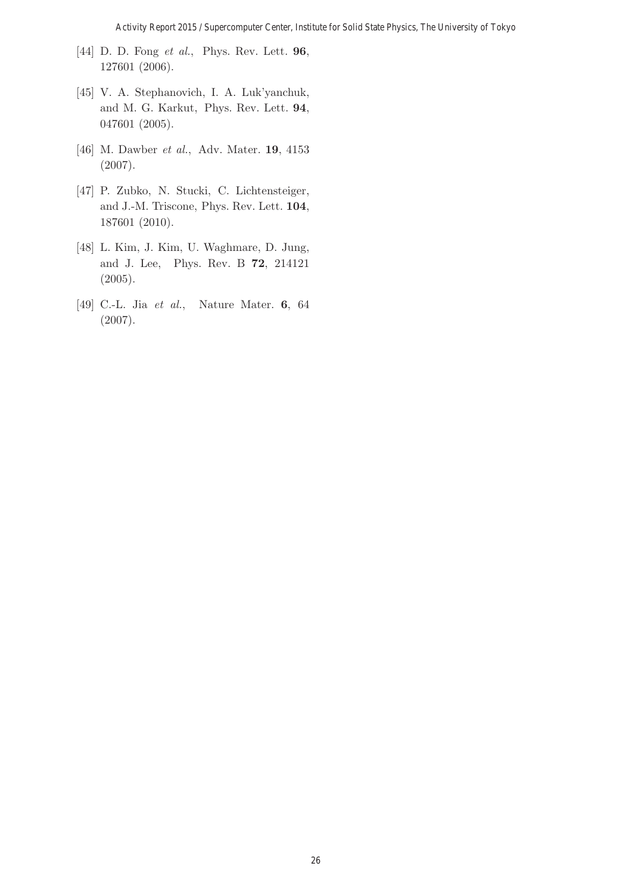[44] D. D. Fong *et al.*, Phys. Rev. Lett. **96**, 127601 (2006).

[45] V. A. Stephanovich, I. A. Luk'yanchuk, and M. G. Karkut, Phys. Rev. Lett. **94**, 047601 (2005).

[46] M. Dawber *et al.*, Adv. Mater. **19**, 4153 (2007).

[47] P. Zubko, N. Stucki, C. Lichtensteiger, and J.-M. Triscone, Phys. Rev. Lett. **104**, 187601 (2010).

[48] L. Kim, J. Kim, U. Waghmare, D. Jung, and J. Lee, Phys. Rev. B **72**, 214121 (2005).

[49] C.-L. Jia *et al.*, Nature Mater. **6**, 64 (2007).